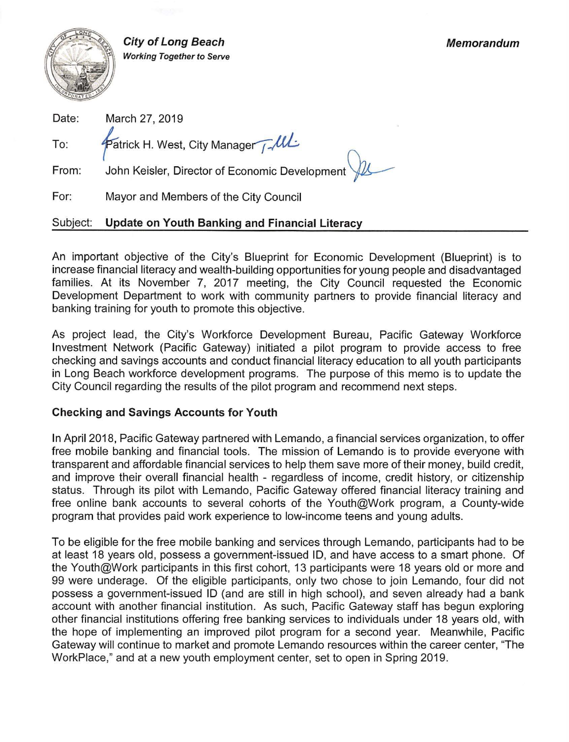**City of Long Beach**
*Working Together to Serve*

***Memorandum***

Date: March 27, 2019

To: Patrick H. West, City Manager

From: John Keisler, Director of Economic Development

For: Mayor and Members of the City Council

Subject: **Update on Youth Banking and Financial Literacy**

An important objective of the City's Blueprint for Economic Development (Blueprint) is to increase financial literacy and wealth-building opportunities for young people and disadvantaged families. At its November 7, 2017 meeting, the City Council requested the Economic Development Department to work with community partners to provide financial literacy and banking training for youth to promote this objective.

As project lead, the City's Workforce Development Bureau, Pacific Gateway Workforce Investment Network (Pacific Gateway) initiated a pilot program to provide access to free checking and savings accounts and conduct financial literacy education to all youth participants in Long Beach workforce development programs. The purpose of this memo is to update the City Council regarding the results of the pilot program and recommend next steps.

### Checking and Savings Accounts for Youth

In April 2018, Pacific Gateway partnered with Lemando, a financial services organization, to offer free mobile banking and financial tools. The mission of Lemando is to provide everyone with transparent and affordable financial services to help them save more of their money, build credit, and improve their overall financial health - regardless of income, credit history, or citizenship status. Through its pilot with Lemando, Pacific Gateway offered financial literacy training and free online bank accounts to several cohorts of the Youth@Work program, a County-wide program that provides paid work experience to low-income teens and young adults.

To be eligible for the free mobile banking and services through Lemando, participants had to be at least 18 years old, possess a government-issued ID, and have access to a smart phone. Of the Youth@Work participants in this first cohort, 13 participants were 18 years old or more and 99 were underage. Of the eligible participants, only two chose to join Lemando, four did not possess a government-issued ID (and are still in high school), and seven already had a bank account with another financial institution. As such, Pacific Gateway staff has begun exploring other financial institutions offering free banking services to individuals under 18 years old, with the hope of implementing an improved pilot program for a second year. Meanwhile, Pacific Gateway will continue to market and promote Lemando resources within the career center, "The WorkPlace," and at a new youth employment center, set to open in Spring 2019.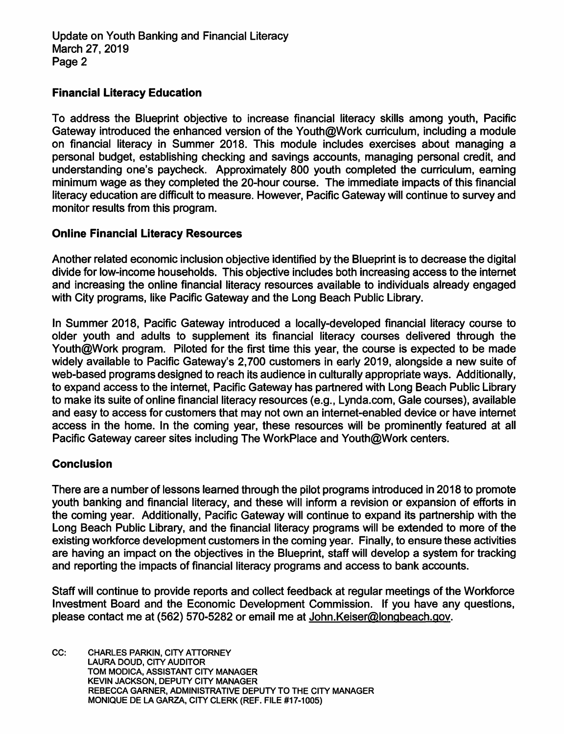## Financial Literacy Education

To address the Blueprint objective to increase financial literacy skills among youth, Pacific Gateway introduced the enhanced version of the Youth@Work curriculum, including a module on financial literacy in Summer 2018. This module includes exercises about managing a personal budget, establishing checking and savings accounts, managing personal credit, and understanding one's paycheck. Approximately 800 youth completed the curriculum, earning minimum wage as they completed the 20-hour course. The immediate impacts of this financial literacy education are difficult to measure. However, Pacific Gateway will continue to survey and monitor results from this program.

## Online Financial Literacy Resources

Another related economic inclusion objective identified by the Blueprint is to decrease the digital divide for low-income households. This objective includes both increasing access to the internet and increasing the online financial literacy resources available to individuals already engaged with City programs, like Pacific Gateway and the Long Beach Public Library.

In Summer 2018, Pacific Gateway introduced a locally-developed financial literacy course to older youth and adults to supplement its financial literacy courses delivered through the Youth@Work program. Piloted for the first time this year, the course is expected to be made widely available to Pacific Gateway's 2,700 customers in early 2019, alongside a new suite of web-based programs designed to reach its audience in culturally appropriate ways. Additionally, to expand access to the internet, Pacific Gateway has partnered with Long Beach Public Library to make its suite of online financial literacy resources (e.g., Lynda.com, Gale courses), available and easy to access for customers that may not own an internet-enabled device or have internet access in the home. In the coming year, these resources will be prominently featured at all Pacific Gateway career sites including The WorkPlace and Youth@Work centers.

## Conclusion

There are a number of lessons learned through the pilot programs introduced in 2018 to promote youth banking and financial literacy, and these will inform a revision or expansion of efforts in the coming year. Additionally, Pacific Gateway will continue to expand its partnership with the Long Beach Public Library, and the financial literacy programs will be extended to more of the existing workforce development customers in the coming year. Finally, to ensure these activities are having an impact on the objectives in the Blueprint, staff will develop a system for tracking and reporting the impacts of financial literacy programs and access to bank accounts.

Staff will continue to provide reports and collect feedback at regular meetings of the Workforce Investment Board and the Economic Development Commission. If you have any questions, please contact me at (562) 570-5282 or email me at John.Keiser@longbeach.gov.

CC: CHARLES PARKIN, CITY ATTORNEY
LAURA DOUD, CITY AUDITOR
TOM MODICA, ASSISTANT CITY MANAGER
KEVIN JACKSON, DEPUTY CITY MANAGER
REBECCA GARNER, ADMINISTRATIVE DEPUTY TO THE CITY MANAGER
MONIQUE DE LA GARZA, CITY CLERK (REF. FILE #17-1005)